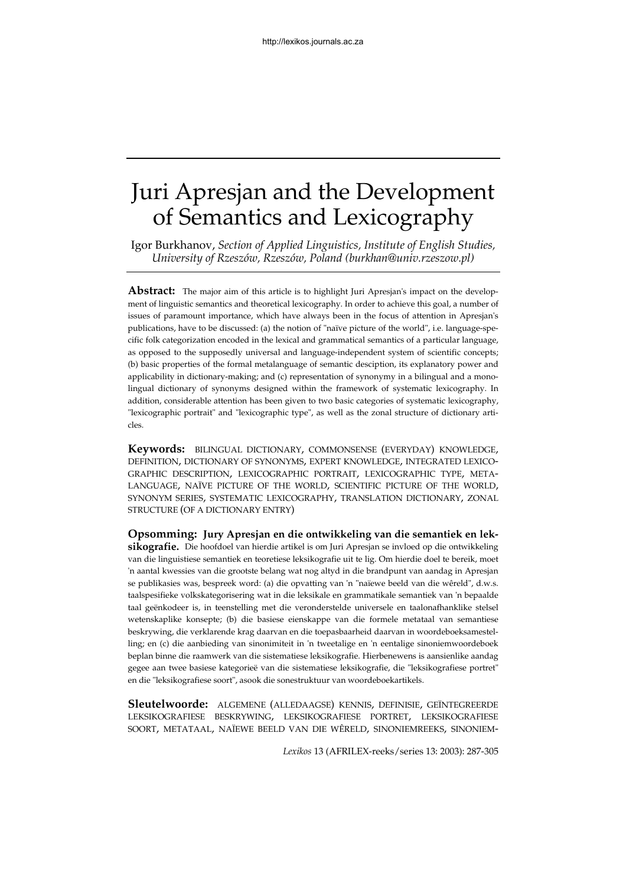# Juri Apresjan and the Development of Semantics and Lexicography

Igor Burkhanov, *Section of Applied Linguistics, Institute of English Studies, University of Rzeszów, Rzeszów, Poland (burkhan@univ.rzeszow.pl)*

**Abstract:** The major aim of this article is to highlight Juri Apresjan's impact on the development of linguistic semantics and theoretical lexicography. In order to achieve this goal, a number of issues of paramount importance, which have always been in the focus of attention in Apresjan's publications, have to be discussed: (a) the notion of "naïve picture of the world", i.e. language-specific folk categorization encoded in the lexical and grammatical semantics of a particular language, as opposed to the supposedly universal and language-independent system of scientific concepts; (b) basic properties of the formal metalanguage of semantic desciption, its explanatory power and applicability in dictionary-making; and (c) representation of synonymy in a bilingual and a monolingual dictionary of synonyms designed within the framework of systematic lexicography. In addition, considerable attention has been given to two basic categories of systematic lexicography, "lexicographic portrait" and "lexicographic type", as well as the zonal structure of dictionary articles.

**Keywords:** BILINGUAL DICTIONARY, COMMONSENSE (EVERYDAY) KNOWLEDGE, DEFINITION, DICTIONARY OF SYNONYMS, EXPERT KNOWLEDGE, INTEGRATED LEXICOGRAPHIC DESCRIPTION, LEXICOGRAPHIC PORTRAIT, LEXICOGRAPHIC TYPE, METALANGUAGE, NAÏVE PICTURE OF THE WORLD, SCIENTIFIC PICTURE OF THE WORLD, SYNONYM SERIES, SYSTEMATIC LEXICOGRAPHY, TRANSLATION DICTIONARY, ZONAL STRUCTURE (OF A DICTIONARY ENTRY)

**Opsomming: Jury Apresjan en die ontwikkeling van die semantiek en leksikografie.** Die hoofdoel van hierdie artikel is om Juri Apresjan se invloed op die ontwikkeling van die linguistiese semantiek en teoretiese leksikografie uit te lig. Om hierdie doel te bereik, moet 'n aantal kwessies van die grootste belang wat nog altyd in die brandpunt van aandag in Apresjan se publikasies was, bespreek word: (a) die opvatting van 'n "naïewe beeld van die wêreld", d.w.s. taalspesifieke volkskategorisering wat in die leksikale en grammatikale semantiek van 'n bepaalde taal geënkodeer is, in teenstelling met die veronderstelde universele en taalonafhanklike stelsel wetenskaplike konsepte; (b) die basiese eienskappe van die formele metataal van semantiese beskrywing, die verklarende krag daarvan en die toepasbaarheid daarvan in woordeboeksamestelling; en (c) die aanbieding van sinonimiteit in 'n tweetalige en 'n eentalige sinoniemwoordeboek beplan binne die raamwerk van die sistematiese leksikografie. Hierbenewens is aansienlike aandag gegee aan twee basiese kategorieë van die sistematiese leksikografie, die "leksikografiese portret" en die "leksikografiese soort", asook die sonestruktuur van woordeboekartikels.

**Sleutelwoorde:** ALGEMENE (ALLEDAAGSE) KENNIS, DEFINISIE, GEÏNTEGREERDE LEKSIKOGRAFIESE BESKRYWING, LEKSIKOGRAFIESE PORTRET, LEKSIKOGRAFIESE SOORT, METATAAL, NAÏEWE BEELD VAN DIE WÊRELD, SINONIEMREEKS, SINONIEM-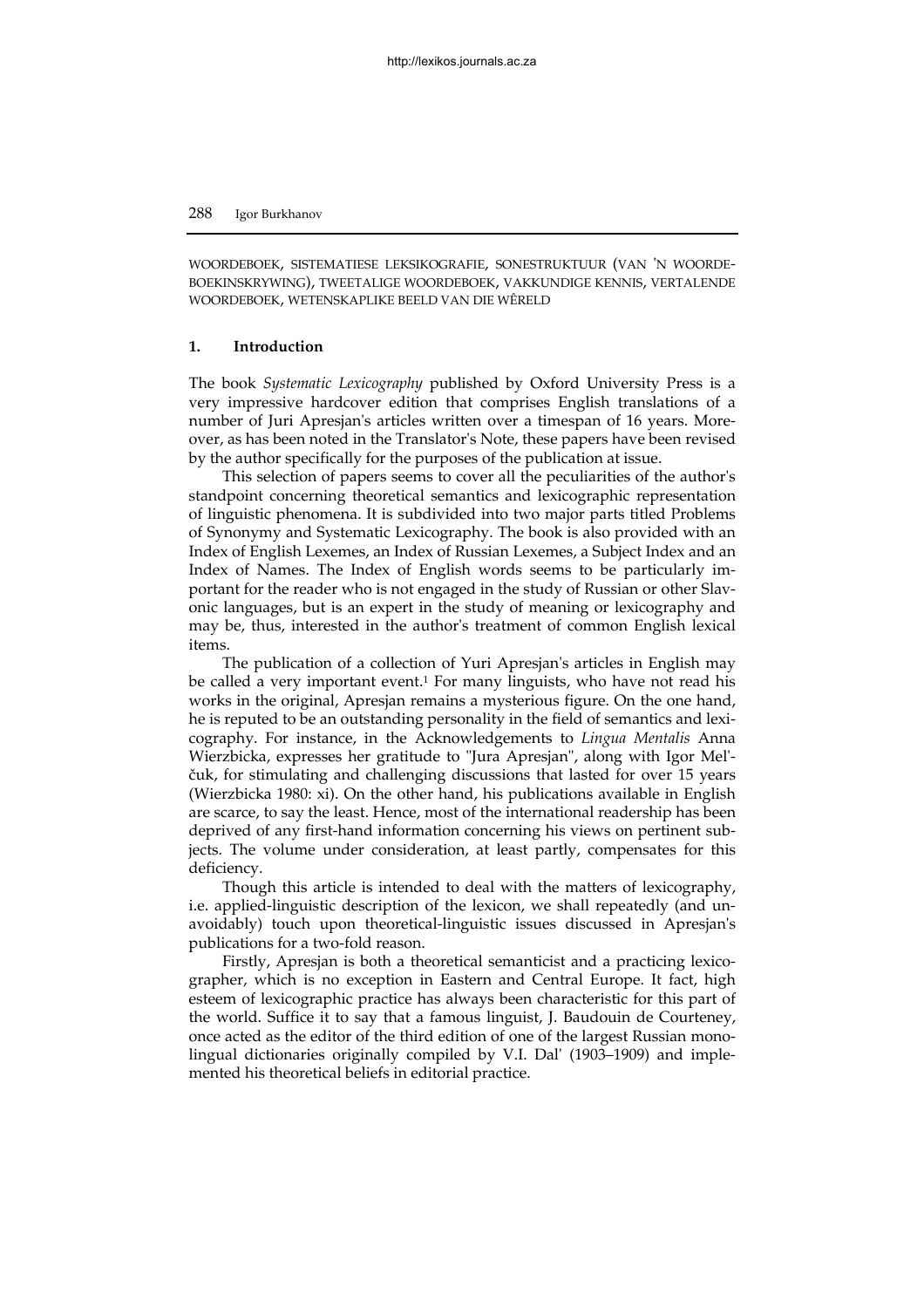WOORDEBOEK, SISTEMATIESE LEKSIKOGRAFIE, SONESTRUKTUUR (VAN 'N WOORDEBOEKINSKRYWING), TWEETALIGE WOORDEBOEK, VAKKUNDIGE KENNIS, VERTALENDE WOORDEBOEK, WETENSKAPLIKE BEELD VAN DIE WÊRELD

## 1. Introduction

The book *Systematic Lexicography* published by Oxford University Press is a very impressive hardcover edition that comprises English translations of a number of Juri Apresjan's articles written over a timespan of 16 years. Moreover, as has been noted in the Translator's Note, these papers have been revised by the author specifically for the purposes of the publication at issue.

This selection of papers seems to cover all the peculiarities of the author's standpoint concerning theoretical semantics and lexicographic representation of linguistic phenomena. It is subdivided into two major parts titled Problems of Synonymy and Systematic Lexicography. The book is also provided with an Index of English Lexemes, an Index of Russian Lexemes, a Subject Index and an Index of Names. The Index of English words seems to be particularly important for the reader who is not engaged in the study of Russian or other Slavonic languages, but is an expert in the study of meaning or lexicography and may be, thus, interested in the author's treatment of common English lexical items.

The publication of a collection of Yuri Apresjan's articles in English may be called a very important event.[1] For many linguists, who have not read his works in the original, Apresjan remains a mysterious figure. On the one hand, he is reputed to be an outstanding personality in the field of semantics and lexicography. For instance, in the Acknowledgements to *Lingua Mentalis* Anna Wierzbicka, expresses her gratitude to "Jura Apresjan", along with Igor Mel'čuk, for stimulating and challenging discussions that lasted for over 15 years (Wierzbicka 1980: xi). On the other hand, his publications available in English are scarce, to say the least. Hence, most of the international readership has been deprived of any first-hand information concerning his views on pertinent subjects. The volume under consideration, at least partly, compensates for this deficiency.

Though this article is intended to deal with the matters of lexicography, i.e. applied-linguistic description of the lexicon, we shall repeatedly (and unavoidably) touch upon theoretical-linguistic issues discussed in Apresjan's publications for a two-fold reason.

Firstly, Apresjan is both a theoretical semanticist and a practicing lexicographer, which is no exception in Eastern and Central Europe. It fact, high esteem of lexicographic practice has always been characteristic for this part of the world. Suffice it to say that a famous linguist, J. Baudouin de Courteney, once acted as the editor of the third edition of one of the largest Russian monolingual dictionaries originally compiled by V.I. Dal' (1903–1909) and implemented his theoretical beliefs in editorial practice.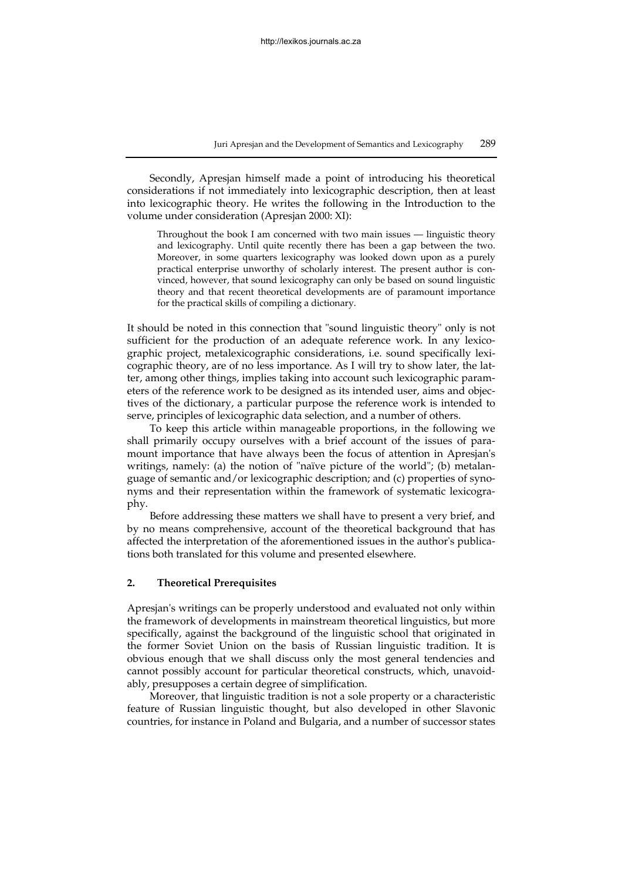Secondly, Apresjan himself made a point of introducing his theoretical considerations if not immediately into lexicographic description, then at least into lexicographic theory. He writes the following in the Introduction to the volume under consideration (Apresjan 2000: XI):

> Throughout the book I am concerned with two main issues — linguistic theory and lexicography. Until quite recently there has been a gap between the two. Moreover, in some quarters lexicography was looked down upon as a purely practical enterprise unworthy of scholarly interest. The present author is convinced, however, that sound lexicography can only be based on sound linguistic theory and that recent theoretical developments are of paramount importance for the practical skills of compiling a dictionary.

It should be noted in this connection that "sound linguistic theory" only is not sufficient for the production of an adequate reference work. In any lexicographic project, metalexicographic considerations, i.e. sound specifically lexicographic theory, are of no less importance. As I will try to show later, the latter, among other things, implies taking into account such lexicographic parameters of the reference work to be designed as its intended user, aims and objectives of the dictionary, a particular purpose the reference work is intended to serve, principles of lexicographic data selection, and a number of others.

To keep this article within manageable proportions, in the following we shall primarily occupy ourselves with a brief account of the issues of paramount importance that have always been the focus of attention in Apresjan's writings, namely: (a) the notion of "naïve picture of the world"; (b) metalanguage of semantic and/or lexicographic description; and (c) properties of synonyms and their representation within the framework of systematic lexicography.

Before addressing these matters we shall have to present a very brief, and by no means comprehensive, account of the theoretical background that has affected the interpretation of the aforementioned issues in the author's publications both translated for this volume and presented elsewhere.

## 2. Theoretical Prerequisites

Apresjan's writings can be properly understood and evaluated not only within the framework of developments in mainstream theoretical linguistics, but more specifically, against the background of the linguistic school that originated in the former Soviet Union on the basis of Russian linguistic tradition. It is obvious enough that we shall discuss only the most general tendencies and cannot possibly account for particular theoretical constructs, which, unavoidably, presupposes a certain degree of simplification.

Moreover, that linguistic tradition is not a sole property or a characteristic feature of Russian linguistic thought, but also developed in other Slavonic countries, for instance in Poland and Bulgaria, and a number of successor states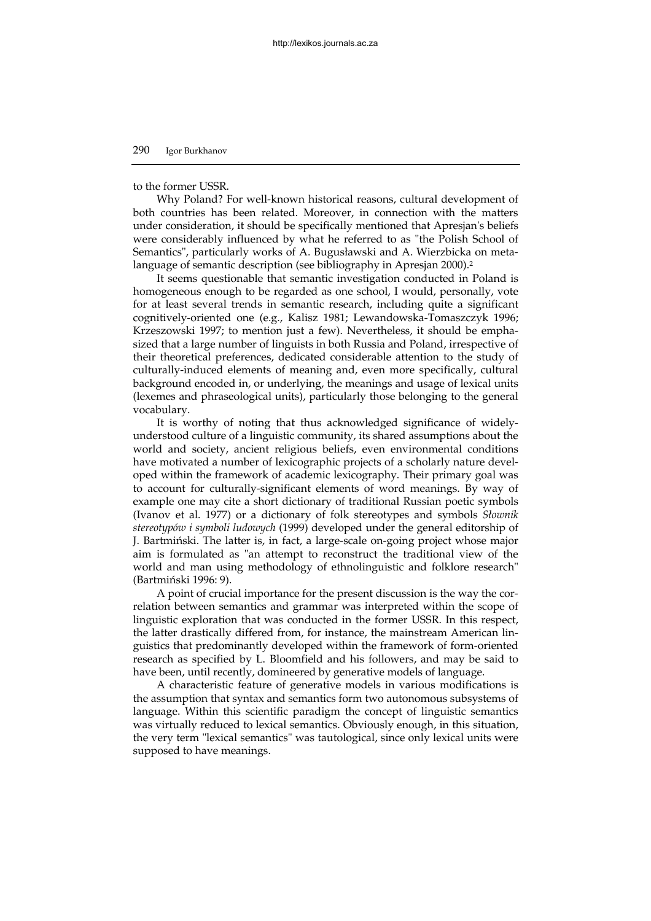to the former USSR.

Why Poland? For well-known historical reasons, cultural development of both countries has been related. Moreover, in connection with the matters under consideration, it should be specifically mentioned that Apresjan's beliefs were considerably influenced by what he referred to as "the Polish School of Semantics", particularly works of A. Bugusławski and A. Wierzbicka on metalanguage of semantic description (see bibliography in Apresjan 2000).[2]

It seems questionable that semantic investigation conducted in Poland is homogeneous enough to be regarded as one school, I would, personally, vote for at least several trends in semantic research, including quite a significant cognitively-oriented one (e.g., Kalisz 1981; Lewandowska-Tomaszczyk 1996; Krzeszowski 1997; to mention just a few). Nevertheless, it should be emphasized that a large number of linguists in both Russia and Poland, irrespective of their theoretical preferences, dedicated considerable attention to the study of culturally-induced elements of meaning and, even more specifically, cultural background encoded in, or underlying, the meanings and usage of lexical units (lexemes and phraseological units), particularly those belonging to the general vocabulary.

It is worthy of noting that thus acknowledged significance of widely-understood culture of a linguistic community, its shared assumptions about the world and society, ancient religious beliefs, even environmental conditions have motivated a number of lexicographic projects of a scholarly nature developed within the framework of academic lexicography. Their primary goal was to account for culturally-significant elements of word meanings. By way of example one may cite a short dictionary of traditional Russian poetic symbols (Ivanov et al. 1977) or a dictionary of folk stereotypes and symbols *Słownik stereotypów i symboli ludowych* (1999) developed under the general editorship of J. Bartmiński. The latter is, in fact, a large-scale on-going project whose major aim is formulated as "an attempt to reconstruct the traditional view of the world and man using methodology of ethnolinguistic and folklore research" (Bartmiński 1996: 9).

A point of crucial importance for the present discussion is the way the correlation between semantics and grammar was interpreted within the scope of linguistic exploration that was conducted in the former USSR. In this respect, the latter drastically differed from, for instance, the mainstream American linguistics that predominantly developed within the framework of form-oriented research as specified by L. Bloomfield and his followers, and may be said to have been, until recently, domineered by generative models of language.

A characteristic feature of generative models in various modifications is the assumption that syntax and semantics form two autonomous subsystems of language. Within this scientific paradigm the concept of linguistic semantics was virtually reduced to lexical semantics. Obviously enough, in this situation, the very term "lexical semantics" was tautological, since only lexical units were supposed to have meanings.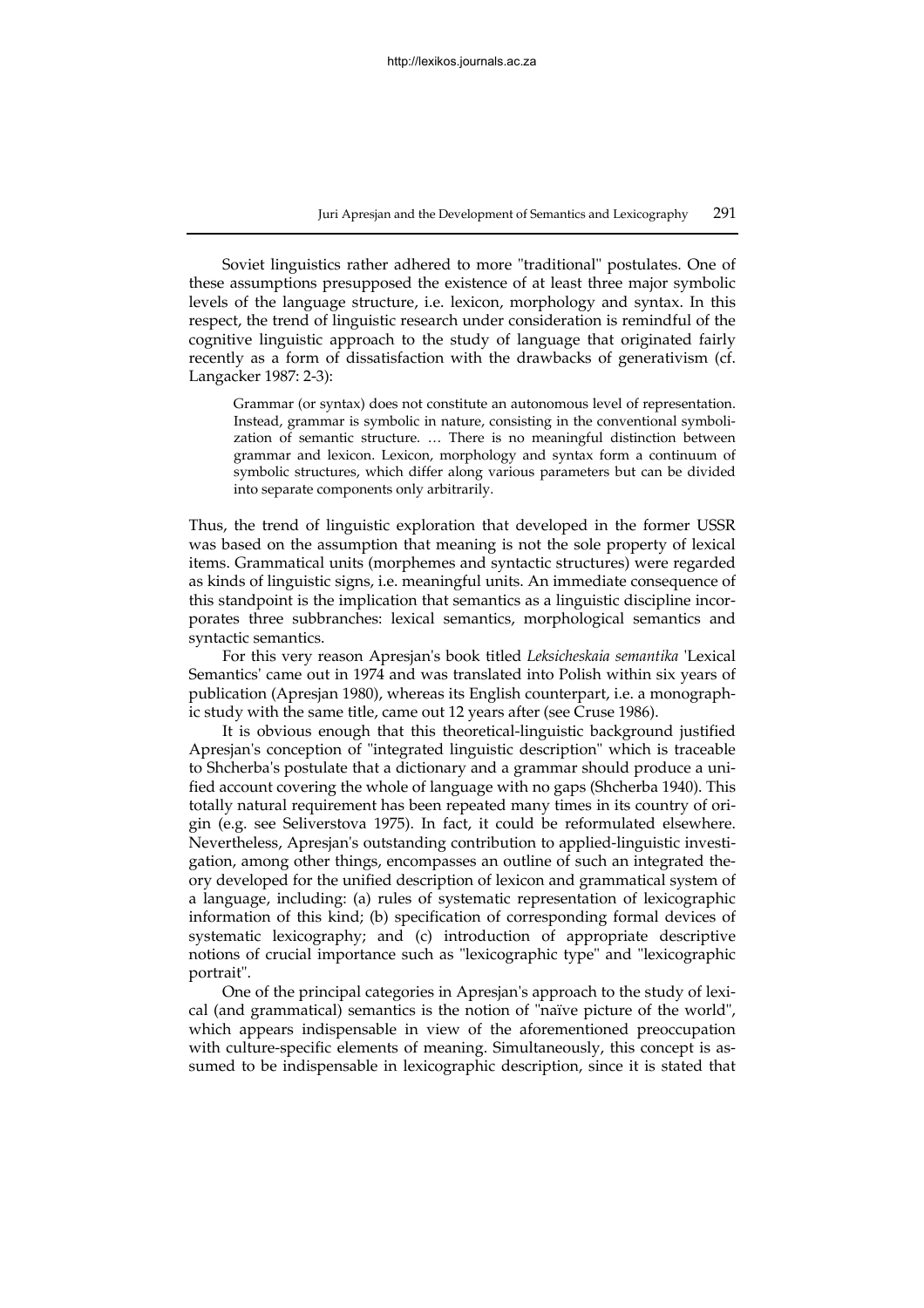Soviet linguistics rather adhered to more "traditional" postulates. One of these assumptions presupposed the existence of at least three major symbolic levels of the language structure, i.e. lexicon, morphology and syntax. In this respect, the trend of linguistic research under consideration is remindful of the cognitive linguistic approach to the study of language that originated fairly recently as a form of dissatisfaction with the drawbacks of generativism (cf. Langacker 1987: 2-3):

> Grammar (or syntax) does not constitute an autonomous level of representation. Instead, grammar is symbolic in nature, consisting in the conventional symbolization of semantic structure. … There is no meaningful distinction between grammar and lexicon. Lexicon, morphology and syntax form a continuum of symbolic structures, which differ along various parameters but can be divided into separate components only arbitrarily.

Thus, the trend of linguistic exploration that developed in the former USSR was based on the assumption that meaning is not the sole property of lexical items. Grammatical units (morphemes and syntactic structures) were regarded as kinds of linguistic signs, i.e. meaningful units. An immediate consequence of this standpoint is the implication that semantics as a linguistic discipline incorporates three subbranches: lexical semantics, morphological semantics and syntactic semantics.

For this very reason Apresjan's book titled *Leksicheskaia semantika* 'Lexical Semantics' came out in 1974 and was translated into Polish within six years of publication (Apresjan 1980), whereas its English counterpart, i.e. a monographic study with the same title, came out 12 years after (see Cruse 1986).

It is obvious enough that this theoretical-linguistic background justified Apresjan's conception of "integrated linguistic description" which is traceable to Shcherba's postulate that a dictionary and a grammar should produce a unified account covering the whole of language with no gaps (Shcherba 1940). This totally natural requirement has been repeated many times in its country of origin (e.g. see Seliverstova 1975). In fact, it could be reformulated elsewhere. Nevertheless, Apresjan's outstanding contribution to applied-linguistic investigation, among other things, encompasses an outline of such an integrated theory developed for the unified description of lexicon and grammatical system of a language, including: (a) rules of systematic representation of lexicographic information of this kind; (b) specification of corresponding formal devices of systematic lexicography; and (c) introduction of appropriate descriptive notions of crucial importance such as "lexicographic type" and "lexicographic portrait".

One of the principal categories in Apresjan's approach to the study of lexical (and grammatical) semantics is the notion of "naïve picture of the world", which appears indispensable in view of the aforementioned preoccupation with culture-specific elements of meaning. Simultaneously, this concept is assumed to be indispensable in lexicographic description, since it is stated that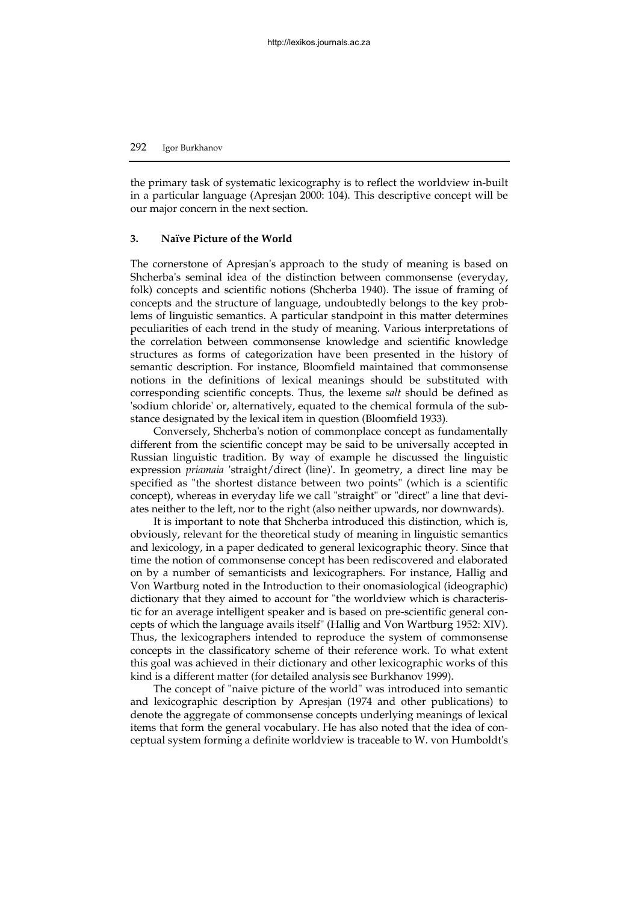the primary task of systematic lexicography is to reflect the worldview in-built in a particular language (Apresjan 2000: 104). This descriptive concept will be our major concern in the next section.

## 3. Naïve Picture of the World

The cornerstone of Apresjan's approach to the study of meaning is based on Shcherba's seminal idea of the distinction between commonsense (everyday, folk) concepts and scientific notions (Shcherba 1940). The issue of framing of concepts and the structure of language, undoubtedly belongs to the key problems of linguistic semantics. A particular standpoint in this matter determines peculiarities of each trend in the study of meaning. Various interpretations of the correlation between commonsense knowledge and scientific knowledge structures as forms of categorization have been presented in the history of semantic description. For instance, Bloomfield maintained that commonsense notions in the definitions of lexical meanings should be substituted with corresponding scientific concepts. Thus, the lexeme *salt* should be defined as 'sodium chloride' or, alternatively, equated to the chemical formula of the substance designated by the lexical item in question (Bloomfield 1933).

Conversely, Shcherba's notion of commonplace concept as fundamentally different from the scientific concept may be said to be universally accepted in Russian linguistic tradition. By way of example he discussed the linguistic expression *priamaia* 'straight/direct (line)'. In geometry, a direct line may be specified as "the shortest distance between two points" (which is a scientific concept), whereas in everyday life we call "straight" or "direct" a line that deviates neither to the left, nor to the right (also neither upwards, nor downwards).

It is important to note that Shcherba introduced this distinction, which is, obviously, relevant for the theoretical study of meaning in linguistic semantics and lexicology, in a paper dedicated to general lexicographic theory. Since that time the notion of commonsense concept has been rediscovered and elaborated on by a number of semanticists and lexicographers. For instance, Hallig and Von Wartburg noted in the Introduction to their onomasiological (ideographic) dictionary that they aimed to account for "the worldview which is characteristic for an average intelligent speaker and is based on pre-scientific general concepts of which the language avails itself" (Hallig and Von Wartburg 1952: XIV). Thus, the lexicographers intended to reproduce the system of commonsense concepts in the classificatory scheme of their reference work. To what extent this goal was achieved in their dictionary and other lexicographic works of this kind is a different matter (for detailed analysis see Burkhanov 1999).

The concept of "naive picture of the world" was introduced into semantic and lexicographic description by Apresjan (1974 and other publications) to denote the aggregate of commonsense concepts underlying meanings of lexical items that form the general vocabulary. He has also noted that the idea of conceptual system forming a definite worldview is traceable to W. von Humboldt's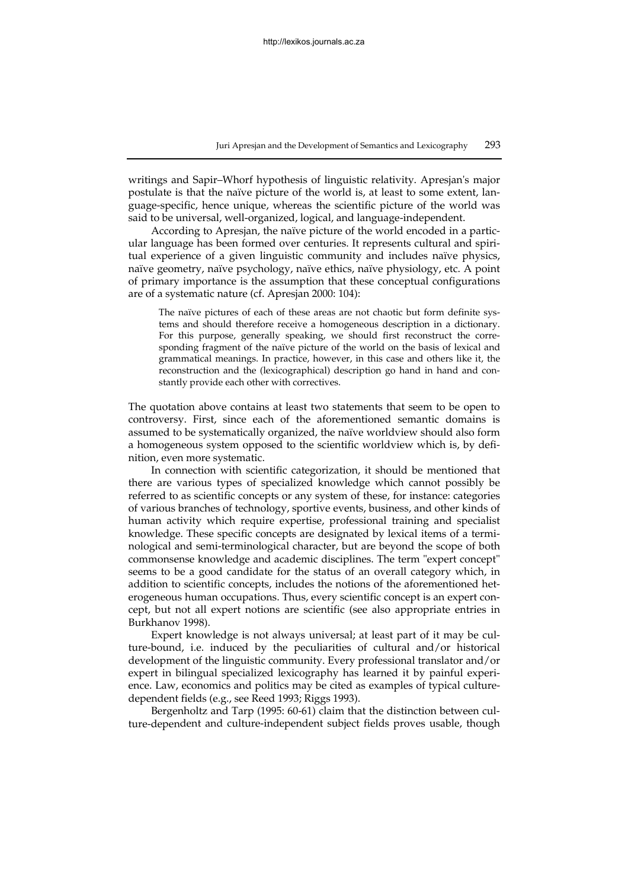writings and Sapir–Whorf hypothesis of linguistic relativity. Apresjan's major postulate is that the naïve picture of the world is, at least to some extent, language-specific, hence unique, whereas the scientific picture of the world was said to be universal, well-organized, logical, and language-independent.

According to Apresjan, the naïve picture of the world encoded in a particular language has been formed over centuries. It represents cultural and spiritual experience of a given linguistic community and includes naïve physics, naïve geometry, naïve psychology, naïve ethics, naïve physiology, etc. A point of primary importance is the assumption that these conceptual configurations are of a systematic nature (cf. Apresjan 2000: 104):

> The naïve pictures of each of these areas are not chaotic but form definite systems and should therefore receive a homogeneous description in a dictionary. For this purpose, generally speaking, we should first reconstruct the corresponding fragment of the naïve picture of the world on the basis of lexical and grammatical meanings. In practice, however, in this case and others like it, the reconstruction and the (lexicographical) description go hand in hand and constantly provide each other with correctives.

The quotation above contains at least two statements that seem to be open to controversy. First, since each of the aforementioned semantic domains is assumed to be systematically organized, the naïve worldview should also form a homogeneous system opposed to the scientific worldview which is, by definition, even more systematic.

In connection with scientific categorization, it should be mentioned that there are various types of specialized knowledge which cannot possibly be referred to as scientific concepts or any system of these, for instance: categories of various branches of technology, sportive events, business, and other kinds of human activity which require expertise, professional training and specialist knowledge. These specific concepts are designated by lexical items of a terminological and semi-terminological character, but are beyond the scope of both commonsense knowledge and academic disciplines. The term "expert concept" seems to be a good candidate for the status of an overall category which, in addition to scientific concepts, includes the notions of the aforementioned heterogeneous human occupations. Thus, every scientific concept is an expert concept, but not all expert notions are scientific (see also appropriate entries in Burkhanov 1998).

Expert knowledge is not always universal; at least part of it may be culture-bound, i.e. induced by the peculiarities of cultural and/or historical development of the linguistic community. Every professional translator and/or expert in bilingual specialized lexicography has learned it by painful experience. Law, economics and politics may be cited as examples of typical culture-dependent fields (e.g., see Reed 1993; Riggs 1993).

Bergenholtz and Tarp (1995: 60-61) claim that the distinction between culture-dependent and culture-independent subject fields proves usable, though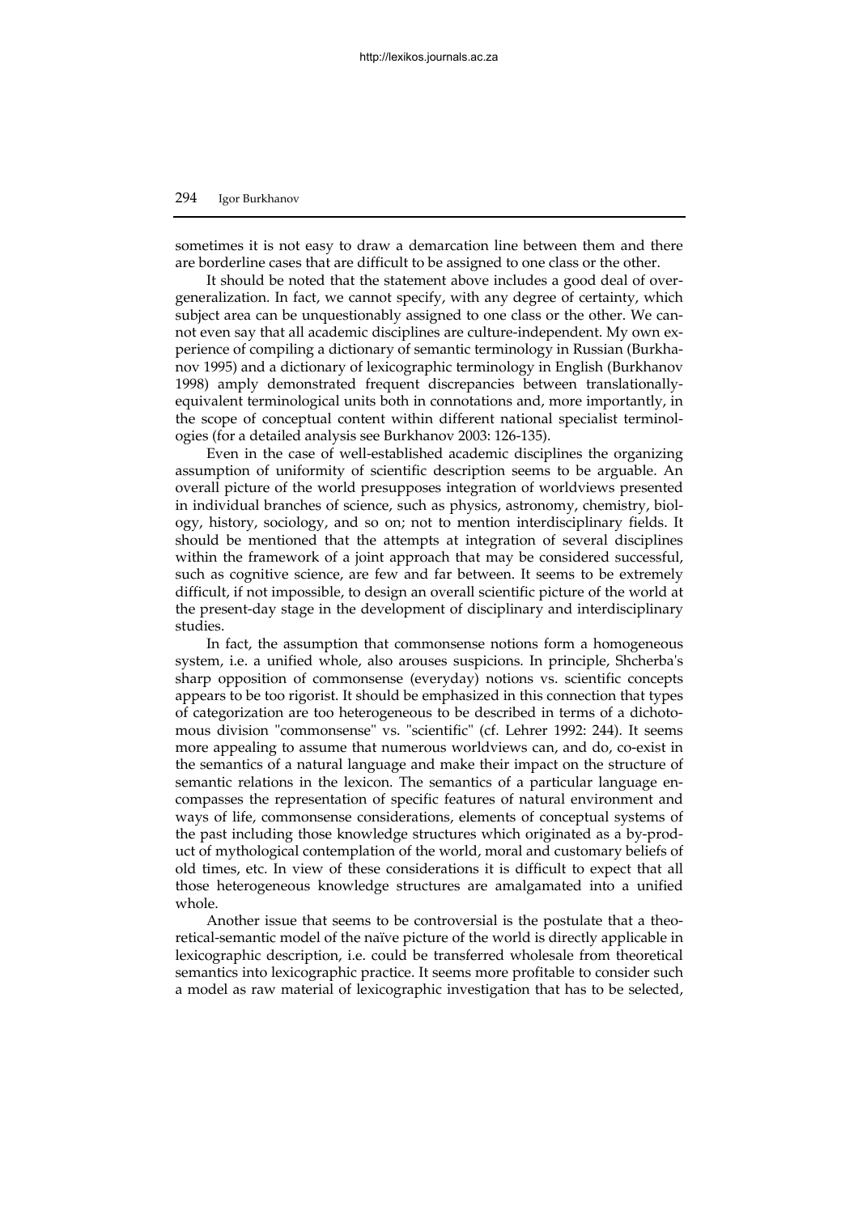sometimes it is not easy to draw a demarcation line between them and there are borderline cases that are difficult to be assigned to one class or the other.

It should be noted that the statement above includes a good deal of overgeneralization. In fact, we cannot specify, with any degree of certainty, which subject area can be unquestionably assigned to one class or the other. We cannot even say that all academic disciplines are culture-independent. My own experience of compiling a dictionary of semantic terminology in Russian (Burkhanov 1995) and a dictionary of lexicographic terminology in English (Burkhanov 1998) amply demonstrated frequent discrepancies between translationally-equivalent terminological units both in connotations and, more importantly, in the scope of conceptual content within different national specialist terminologies (for a detailed analysis see Burkhanov 2003: 126-135).

Even in the case of well-established academic disciplines the organizing assumption of uniformity of scientific description seems to be arguable. An overall picture of the world presupposes integration of worldviews presented in individual branches of science, such as physics, astronomy, chemistry, biology, history, sociology, and so on; not to mention interdisciplinary fields. It should be mentioned that the attempts at integration of several disciplines within the framework of a joint approach that may be considered successful, such as cognitive science, are few and far between. It seems to be extremely difficult, if not impossible, to design an overall scientific picture of the world at the present-day stage in the development of disciplinary and interdisciplinary studies.

In fact, the assumption that commonsense notions form a homogeneous system, i.e. a unified whole, also arouses suspicions. In principle, Shcherba's sharp opposition of commonsense (everyday) notions vs. scientific concepts appears to be too rigorist. It should be emphasized in this connection that types of categorization are too heterogeneous to be described in terms of a dichotomous division "commonsense" vs. "scientific" (cf. Lehrer 1992: 244). It seems more appealing to assume that numerous worldviews can, and do, co-exist in the semantics of a natural language and make their impact on the structure of semantic relations in the lexicon. The semantics of a particular language encompasses the representation of specific features of natural environment and ways of life, commonsense considerations, elements of conceptual systems of the past including those knowledge structures which originated as a by-product of mythological contemplation of the world, moral and customary beliefs of old times, etc. In view of these considerations it is difficult to expect that all those heterogeneous knowledge structures are amalgamated into a unified whole.

Another issue that seems to be controversial is the postulate that a theoretical-semantic model of the naïve picture of the world is directly applicable in lexicographic description, i.e. could be transferred wholesale from theoretical semantics into lexicographic practice. It seems more profitable to consider such a model as raw material of lexicographic investigation that has to be selected,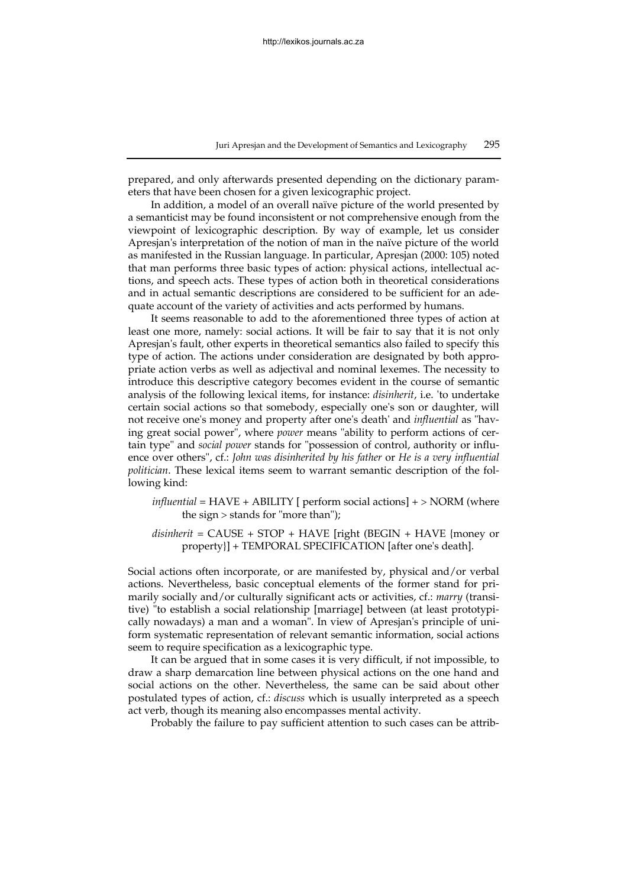prepared, and only afterwards presented depending on the dictionary parameters that have been chosen for a given lexicographic project.

In addition, a model of an overall naïve picture of the world presented by a semanticist may be found inconsistent or not comprehensive enough from the viewpoint of lexicographic description. By way of example, let us consider Apresjan's interpretation of the notion of man in the naïve picture of the world as manifested in the Russian language. In particular, Apresjan (2000: 105) noted that man performs three basic types of action: physical actions, intellectual actions, and speech acts. These types of action both in theoretical considerations and in actual semantic descriptions are considered to be sufficient for an adequate account of the variety of activities and acts performed by humans.

It seems reasonable to add to the aforementioned three types of action at least one more, namely: social actions. It will be fair to say that it is not only Apresjan's fault, other experts in theoretical semantics also failed to specify this type of action. The actions under consideration are designated by both appropriate action verbs as well as adjectival and nominal lexemes. The necessity to introduce this descriptive category becomes evident in the course of semantic analysis of the following lexical items, for instance: *disinherit*, i.e. 'to undertake certain social actions so that somebody, especially one's son or daughter, will not receive one's money and property after one's death' and *influential* as "having great social power", where *power* means "ability to perform actions of certain type" and *social power* stands for "possession of control, authority or influence over others", cf.: *John was disinherited by his father* or *He is a very influential politician*. These lexical items seem to warrant semantic description of the following kind:

> *influential* = HAVE + ABILITY [ perform social actions] + > NORM (where the sign > stands for "more than");
>
> *disinherit* = CAUSE + STOP + HAVE [right (BEGIN + HAVE {money or property}] + TEMPORAL SPECIFICATION [after one's death].

Social actions often incorporate, or are manifested by, physical and/or verbal actions. Nevertheless, basic conceptual elements of the former stand for primarily socially and/or culturally significant acts or activities, cf.: *marry* (transitive) "to establish a social relationship [marriage] between (at least prototypically nowadays) a man and a woman". In view of Apresjan's principle of uniform systematic representation of relevant semantic information, social actions seem to require specification as a lexicographic type.

It can be argued that in some cases it is very difficult, if not impossible, to draw a sharp demarcation line between physical actions on the one hand and social actions on the other. Nevertheless, the same can be said about other postulated types of action, cf.: *discuss* which is usually interpreted as a speech act verb, though its meaning also encompasses mental activity.

Probably the failure to pay sufficient attention to such cases can be attrib-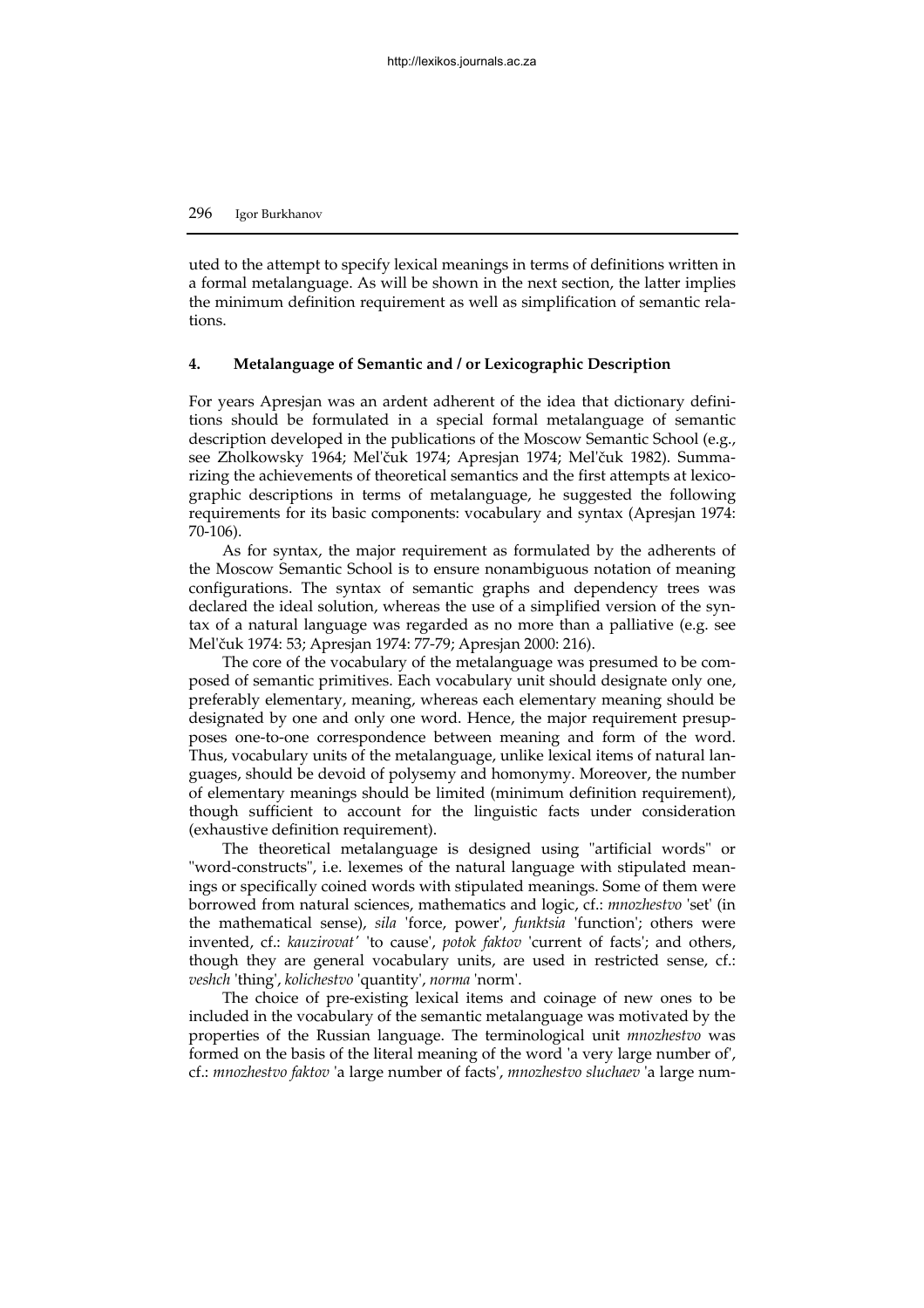uted to the attempt to specify lexical meanings in terms of definitions written in a formal metalanguage. As will be shown in the next section, the latter implies the minimum definition requirement as well as simplification of semantic relations.

## 4. Metalanguage of Semantic and / or Lexicographic Description

For years Apresjan was an ardent adherent of the idea that dictionary definitions should be formulated in a special formal metalanguage of semantic description developed in the publications of the Moscow Semantic School (e.g., see Zholkowsky 1964; Mel'čuk 1974; Apresjan 1974; Mel'čuk 1982). Summarizing the achievements of theoretical semantics and the first attempts at lexicographic descriptions in terms of metalanguage, he suggested the following requirements for its basic components: vocabulary and syntax (Apresjan 1974: 70-106).

As for syntax, the major requirement as formulated by the adherents of the Moscow Semantic School is to ensure nonambiguous notation of meaning configurations. The syntax of semantic graphs and dependency trees was declared the ideal solution, whereas the use of a simplified version of the syntax of a natural language was regarded as no more than a palliative (e.g. see Mel'čuk 1974: 53; Apresjan 1974: 77-79; Apresjan 2000: 216).

The core of the vocabulary of the metalanguage was presumed to be composed of semantic primitives. Each vocabulary unit should designate only one, preferably elementary, meaning, whereas each elementary meaning should be designated by one and only one word. Hence, the major requirement presupposes one-to-one correspondence between meaning and form of the word. Thus, vocabulary units of the metalanguage, unlike lexical items of natural languages, should be devoid of polysemy and homonymy. Moreover, the number of elementary meanings should be limited (minimum definition requirement), though sufficient to account for the linguistic facts under consideration (exhaustive definition requirement).

The theoretical metalanguage is designed using "artificial words" or "word-constructs", i.e. lexemes of the natural language with stipulated meanings or specifically coined words with stipulated meanings. Some of them were borrowed from natural sciences, mathematics and logic, cf.: *mnozhestvo* 'set' (in the mathematical sense), *sila* 'force, power', *funktsia* 'function'; others were invented, cf.: *kauzirovat'* 'to cause', *potok faktov* 'current of facts'; and others, though they are general vocabulary units, are used in restricted sense, cf.: *veshch* 'thing', *kolichestvo* 'quantity', *norma* 'norm'.

The choice of pre-existing lexical items and coinage of new ones to be included in the vocabulary of the semantic metalanguage was motivated by the properties of the Russian language. The terminological unit *mnozhestvo* was formed on the basis of the literal meaning of the word 'a very large number of', cf.: *mnozhestvo faktov* 'a large number of facts', *mnozhestvo sluchaev* 'a large num-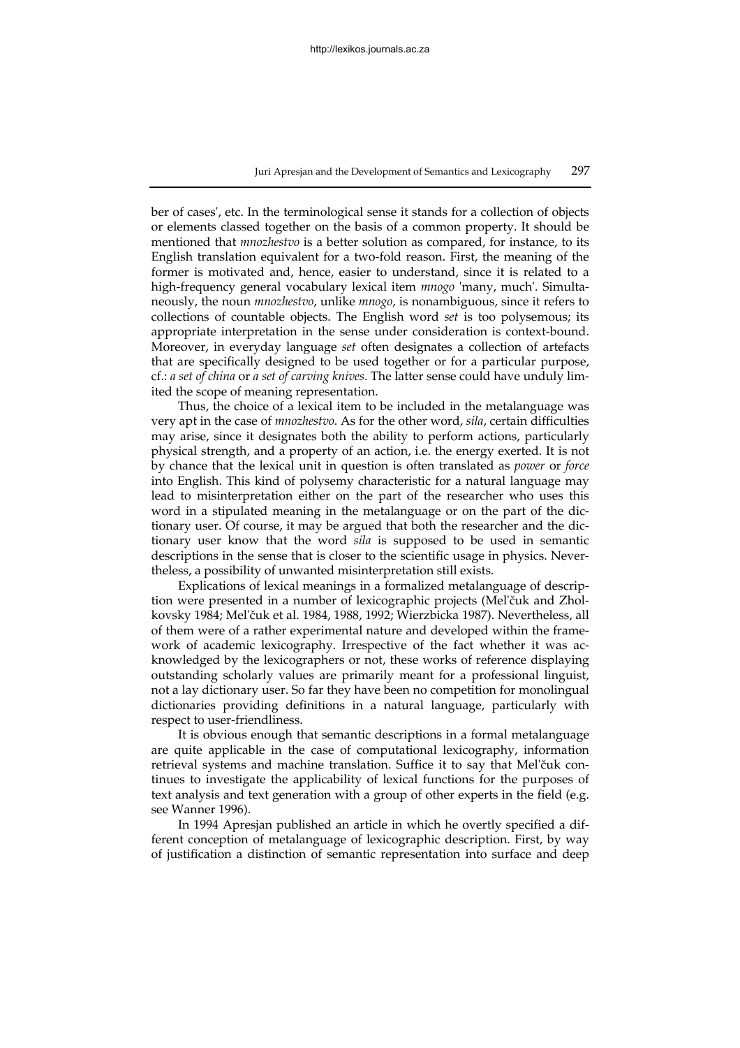ber of cases', etc. In the terminological sense it stands for a collection of objects or elements classed together on the basis of a common property. It should be mentioned that *mnozhestvo* is a better solution as compared, for instance, to its English translation equivalent for a two-fold reason. First, the meaning of the former is motivated and, hence, easier to understand, since it is related to a high-frequency general vocabulary lexical item *mnogo* 'many, much'. Simultaneously, the noun *mnozhestvo*, unlike *mnogo*, is nonambiguous, since it refers to collections of countable objects. The English word *set* is too polysemous; its appropriate interpretation in the sense under consideration is context-bound. Moreover, in everyday language *set* often designates a collection of artefacts that are specifically designed to be used together or for a particular purpose, cf.: *a set of china* or *a set of carving knives*. The latter sense could have unduly limited the scope of meaning representation.

Thus, the choice of a lexical item to be included in the metalanguage was very apt in the case of *mnozhestvo*. As for the other word, *sila*, certain difficulties may arise, since it designates both the ability to perform actions, particularly physical strength, and a property of an action, i.e. the energy exerted. It is not by chance that the lexical unit in question is often translated as *power* or *force* into English. This kind of polysemy characteristic for a natural language may lead to misinterpretation either on the part of the researcher who uses this word in a stipulated meaning in the metalanguage or on the part of the dictionary user. Of course, it may be argued that both the researcher and the dictionary user know that the word *sila* is supposed to be used in semantic descriptions in the sense that is closer to the scientific usage in physics. Nevertheless, a possibility of unwanted misinterpretation still exists.

Explications of lexical meanings in a formalized metalanguage of description were presented in a number of lexicographic projects (Mel'čuk and Zholkovsky 1984; Mel'čuk et al. 1984, 1988, 1992; Wierzbicka 1987). Nevertheless, all of them were of a rather experimental nature and developed within the framework of academic lexicography. Irrespective of the fact whether it was acknowledged by the lexicographers or not, these works of reference displaying outstanding scholarly values are primarily meant for a professional linguist, not a lay dictionary user. So far they have been no competition for monolingual dictionaries providing definitions in a natural language, particularly with respect to user-friendliness.

It is obvious enough that semantic descriptions in a formal metalanguage are quite applicable in the case of computational lexicography, information retrieval systems and machine translation. Suffice it to say that Mel'čuk continues to investigate the applicability of lexical functions for the purposes of text analysis and text generation with a group of other experts in the field (e.g. see Wanner 1996).

In 1994 Apresjan published an article in which he overtly specified a different conception of metalanguage of lexicographic description. First, by way of justification a distinction of semantic representation into surface and deep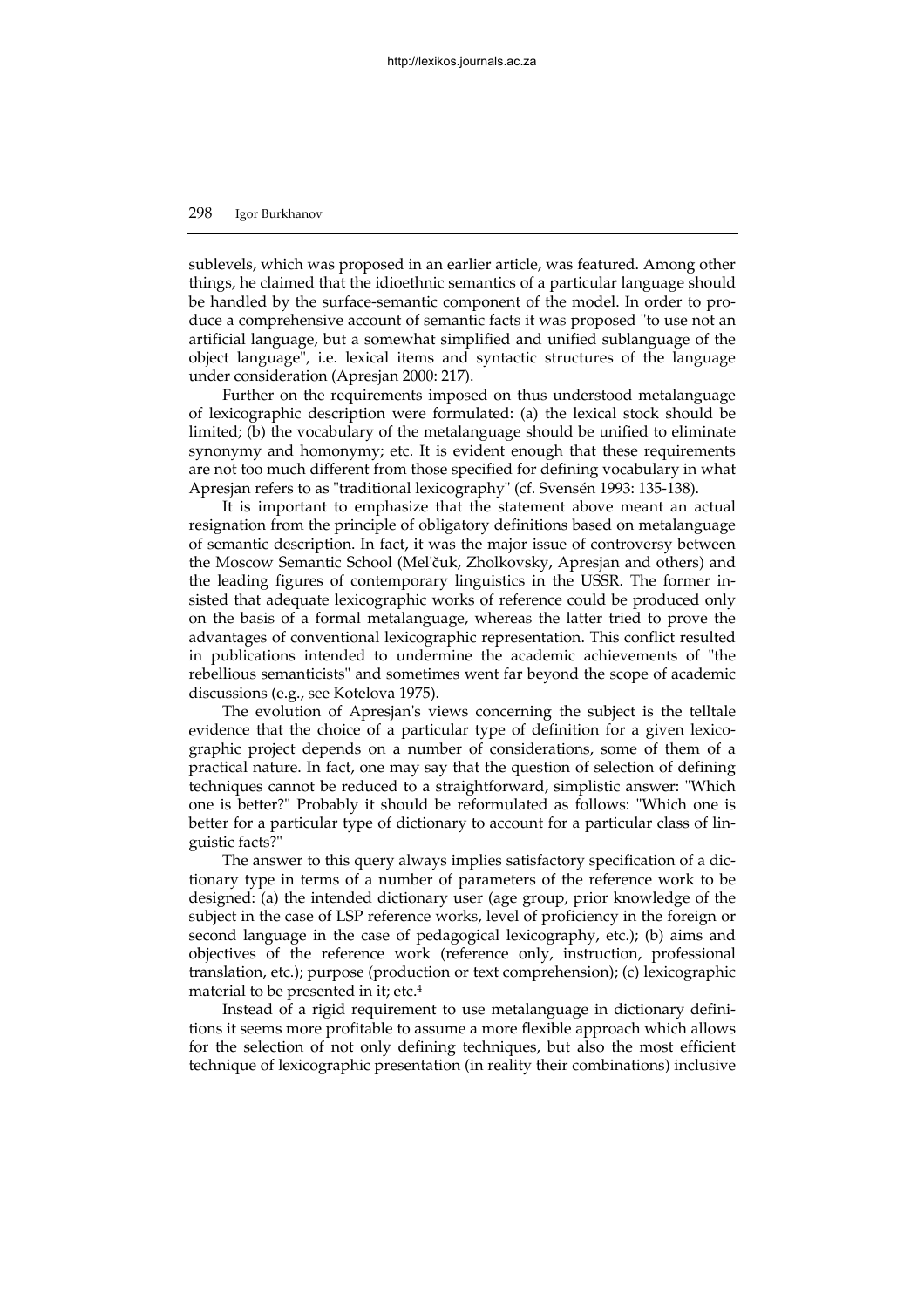sublevels, which was proposed in an earlier article, was featured. Among other things, he claimed that the idioethnic semantics of a particular language should be handled by the surface-semantic component of the model. In order to produce a comprehensive account of semantic facts it was proposed "to use not an artificial language, but a somewhat simplified and unified sublanguage of the object language", i.e. lexical items and syntactic structures of the language under consideration (Apresjan 2000: 217).

Further on the requirements imposed on thus understood metalanguage of lexicographic description were formulated: (a) the lexical stock should be limited; (b) the vocabulary of the metalanguage should be unified to eliminate synonymy and homonymy; etc. It is evident enough that these requirements are not too much different from those specified for defining vocabulary in what Apresjan refers to as "traditional lexicography" (cf. Svensén 1993: 135-138).

It is important to emphasize that the statement above meant an actual resignation from the principle of obligatory definitions based on metalanguage of semantic description. In fact, it was the major issue of controversy between the Moscow Semantic School (Mel'čuk, Zholkovsky, Apresjan and others) and the leading figures of contemporary linguistics in the USSR. The former insisted that adequate lexicographic works of reference could be produced only on the basis of a formal metalanguage, whereas the latter tried to prove the advantages of conventional lexicographic representation. This conflict resulted in publications intended to undermine the academic achievements of "the rebellious semanticists" and sometimes went far beyond the scope of academic discussions (e.g., see Kotelova 1975).

The evolution of Apresjan's views concerning the subject is the telltale evidence that the choice of a particular type of definition for a given lexicographic project depends on a number of considerations, some of them of a practical nature. In fact, one may say that the question of selection of defining techniques cannot be reduced to a straightforward, simplistic answer: "Which one is better?" Probably it should be reformulated as follows: "Which one is better for a particular type of dictionary to account for a particular class of linguistic facts?"

The answer to this query always implies satisfactory specification of a dictionary type in terms of a number of parameters of the reference work to be designed: (a) the intended dictionary user (age group, prior knowledge of the subject in the case of LSP reference works, level of proficiency in the foreign or second language in the case of pedagogical lexicography, etc.); (b) aims and objectives of the reference work (reference only, instruction, professional translation, etc.); purpose (production or text comprehension); (c) lexicographic material to be presented in it; etc.[4]

Instead of a rigid requirement to use metalanguage in dictionary definitions it seems more profitable to assume a more flexible approach which allows for the selection of not only defining techniques, but also the most efficient technique of lexicographic presentation (in reality their combinations) inclusive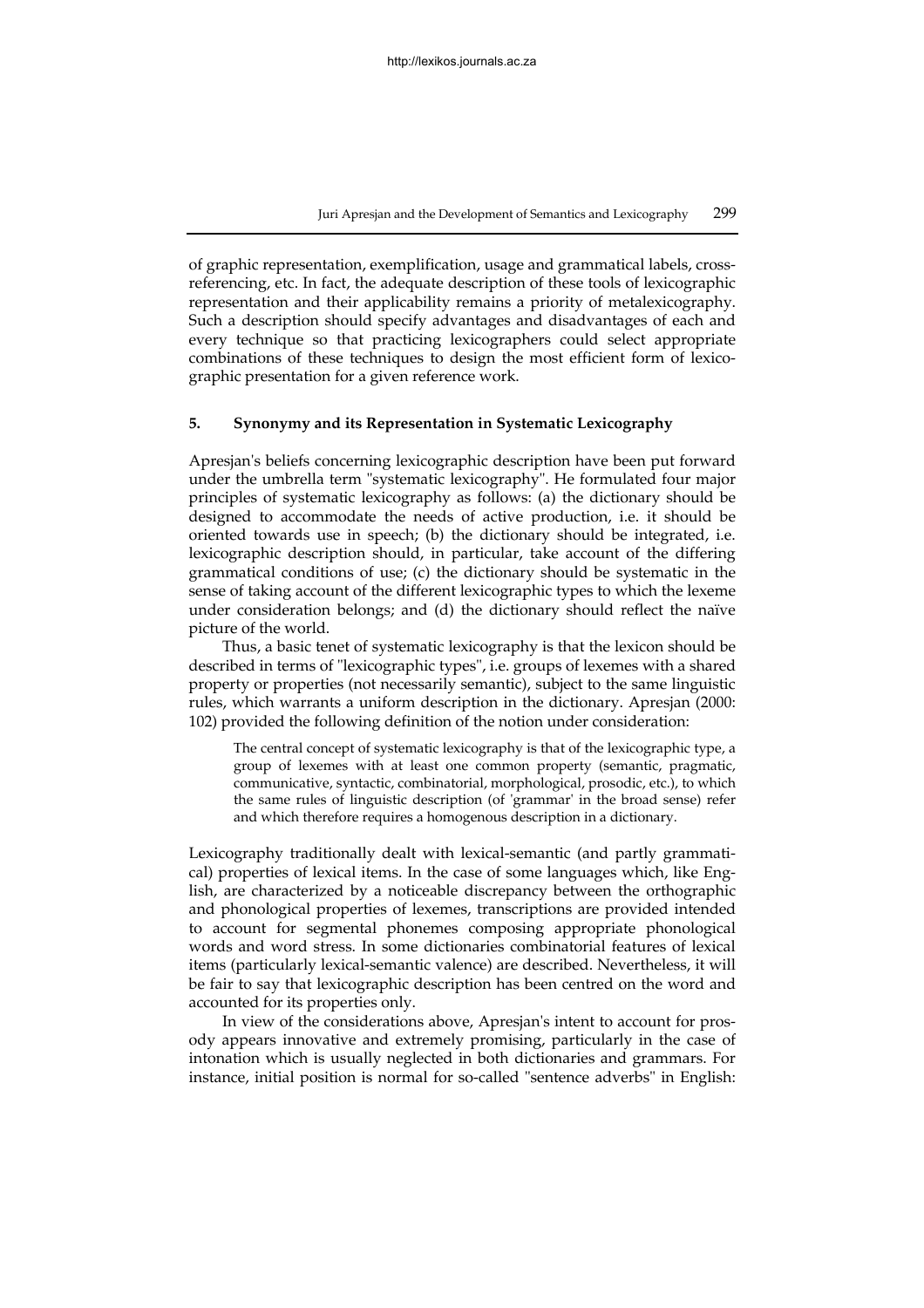of graphic representation, exemplification, usage and grammatical labels, cross-referencing, etc. In fact, the adequate description of these tools of lexicographic representation and their applicability remains a priority of metalexicography. Such a description should specify advantages and disadvantages of each and every technique so that practicing lexicographers could select appropriate combinations of these techniques to design the most efficient form of lexicographic presentation for a given reference work.

## 5. Synonymy and its Representation in Systematic Lexicography

Apresjan's beliefs concerning lexicographic description have been put forward under the umbrella term "systematic lexicography". He formulated four major principles of systematic lexicography as follows: (a) the dictionary should be designed to accommodate the needs of active production, i.e. it should be oriented towards use in speech; (b) the dictionary should be integrated, i.e. lexicographic description should, in particular, take account of the differing grammatical conditions of use; (c) the dictionary should be systematic in the sense of taking account of the different lexicographic types to which the lexeme under consideration belongs; and (d) the dictionary should reflect the naïve picture of the world.

Thus, a basic tenet of systematic lexicography is that the lexicon should be described in terms of "lexicographic types", i.e. groups of lexemes with a shared property or properties (not necessarily semantic), subject to the same linguistic rules, which warrants a uniform description in the dictionary. Apresjan (2000: 102) provided the following definition of the notion under consideration:

> The central concept of systematic lexicography is that of the lexicographic type, a group of lexemes with at least one common property (semantic, pragmatic, communicative, syntactic, combinatorial, morphological, prosodic, etc.), to which the same rules of linguistic description (of 'grammar' in the broad sense) refer and which therefore requires a homogenous description in a dictionary.

Lexicography traditionally dealt with lexical-semantic (and partly grammatical) properties of lexical items. In the case of some languages which, like English, are characterized by a noticeable discrepancy between the orthographic and phonological properties of lexemes, transcriptions are provided intended to account for segmental phonemes composing appropriate phonological words and word stress. In some dictionaries combinatorial features of lexical items (particularly lexical-semantic valence) are described. Nevertheless, it will be fair to say that lexicographic description has been centred on the word and accounted for its properties only.

In view of the considerations above, Apresjan's intent to account for prosody appears innovative and extremely promising, particularly in the case of intonation which is usually neglected in both dictionaries and grammars. For instance, initial position is normal for so-called "sentence adverbs" in English: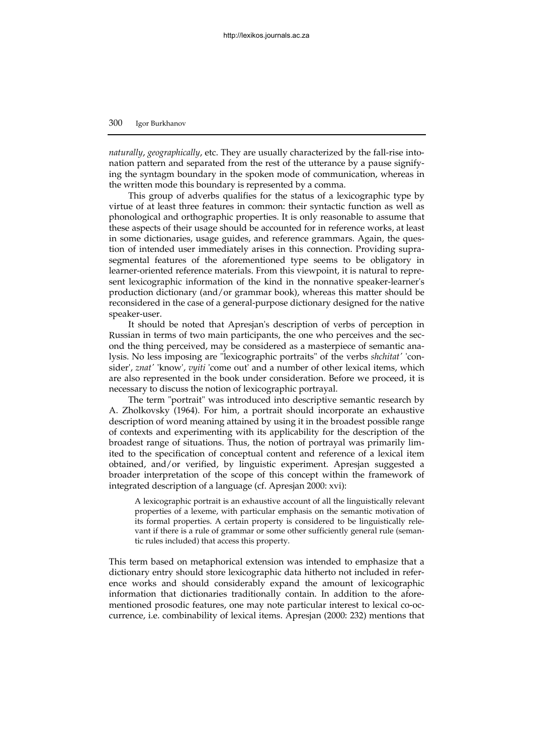*naturally*, *geographically*, etc. They are usually characterized by the fall-rise intonation pattern and separated from the rest of the utterance by a pause signifying the syntagm boundary in the spoken mode of communication, whereas in the written mode this boundary is represented by a comma.

This group of adverbs qualifies for the status of a lexicographic type by virtue of at least three features in common: their syntactic function as well as phonological and orthographic properties. It is only reasonable to assume that these aspects of their usage should be accounted for in reference works, at least in some dictionaries, usage guides, and reference grammars. Again, the question of intended user immediately arises in this connection. Providing suprasegmental features of the aforementioned type seems to be obligatory in learner-oriented reference materials. From this viewpoint, it is natural to represent lexicographic information of the kind in the nonnative speaker-learner's production dictionary (and/or grammar book), whereas this matter should be reconsidered in the case of a general-purpose dictionary designed for the native speaker-user.

It should be noted that Apresjan's description of verbs of perception in Russian in terms of two main participants, the one who perceives and the second the thing perceived, may be considered as a masterpiece of semantic analysis. No less imposing are "lexicographic portraits" of the verbs *shchitat'* 'consider', *znat'* 'know', *vyiti* 'come out' and a number of other lexical items, which are also represented in the book under consideration. Before we proceed, it is necessary to discuss the notion of lexicographic portrayal.

The term "portrait" was introduced into descriptive semantic research by A. Zholkovsky (1964). For him, a portrait should incorporate an exhaustive description of word meaning attained by using it in the broadest possible range of contexts and experimenting with its applicability for the description of the broadest range of situations. Thus, the notion of portrayal was primarily limited to the specification of conceptual content and reference of a lexical item obtained, and/or verified, by linguistic experiment. Apresjan suggested a broader interpretation of the scope of this concept within the framework of integrated description of a language (cf. Apresjan 2000: xvi):

> A lexicographic portrait is an exhaustive account of all the linguistically relevant properties of a lexeme, with particular emphasis on the semantic motivation of its formal properties. A certain property is considered to be linguistically relevant if there is a rule of grammar or some other sufficiently general rule (semantic rules included) that access this property.

This term based on metaphorical extension was intended to emphasize that a dictionary entry should store lexicographic data hitherto not included in reference works and should considerably expand the amount of lexicographic information that dictionaries traditionally contain. In addition to the aforementioned prosodic features, one may note particular interest to lexical co-occurrence, i.e. combinability of lexical items. Apresjan (2000: 232) mentions that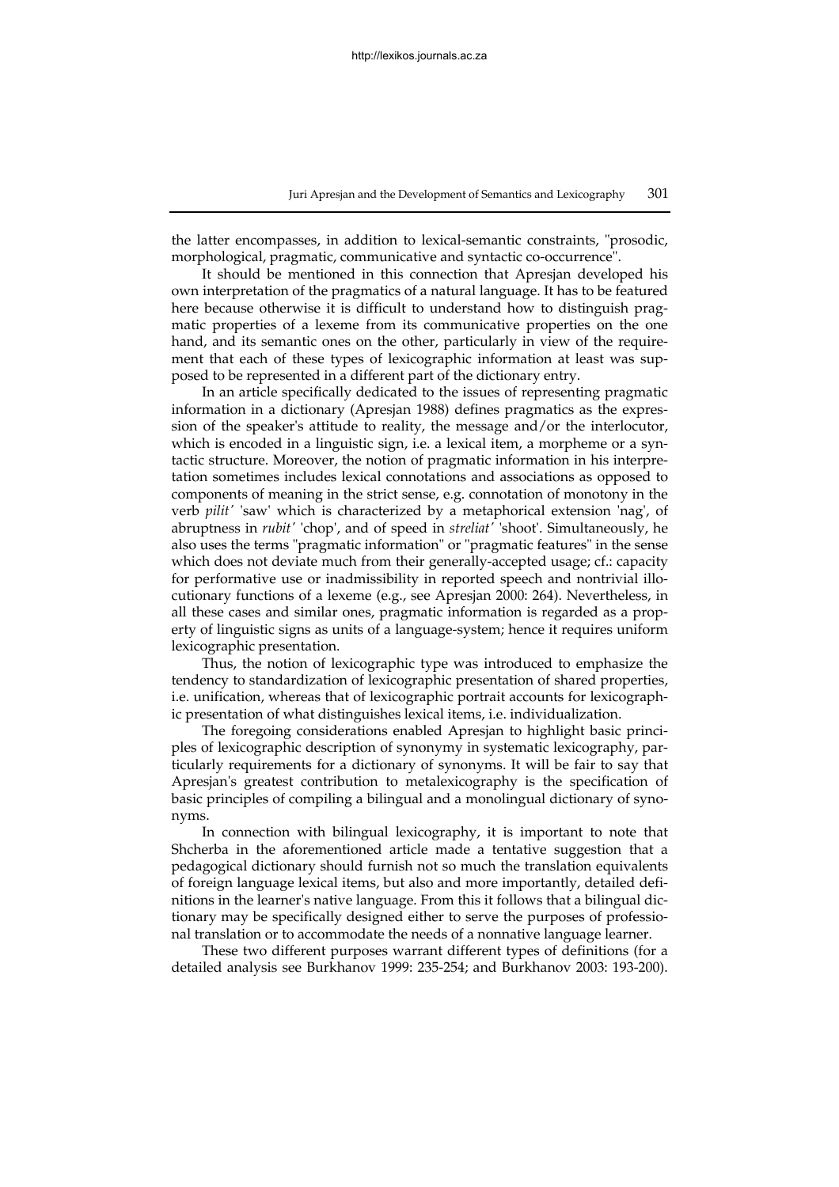the latter encompasses, in addition to lexical-semantic constraints, "prosodic, morphological, pragmatic, communicative and syntactic co-occurrence".

It should be mentioned in this connection that Apresjan developed his own interpretation of the pragmatics of a natural language. It has to be featured here because otherwise it is difficult to understand how to distinguish pragmatic properties of a lexeme from its communicative properties on the one hand, and its semantic ones on the other, particularly in view of the requirement that each of these types of lexicographic information at least was supposed to be represented in a different part of the dictionary entry.

In an article specifically dedicated to the issues of representing pragmatic information in a dictionary (Apresjan 1988) defines pragmatics as the expression of the speaker's attitude to reality, the message and/or the interlocutor, which is encoded in a linguistic sign, i.e. a lexical item, a morpheme or a syntactic structure. Moreover, the notion of pragmatic information in his interpretation sometimes includes lexical connotations and associations as opposed to components of meaning in the strict sense, e.g. connotation of monotony in the verb *pilit'* 'saw' which is characterized by a metaphorical extension 'nag', of abruptness in *rubit'* 'chop', and of speed in *streliat'* 'shoot'. Simultaneously, he also uses the terms "pragmatic information" or "pragmatic features" in the sense which does not deviate much from their generally-accepted usage; cf.: capacity for performative use or inadmissibility in reported speech and nontrivial illocutionary functions of a lexeme (e.g., see Apresjan 2000: 264). Nevertheless, in all these cases and similar ones, pragmatic information is regarded as a property of linguistic signs as units of a language-system; hence it requires uniform lexicographic presentation.

Thus, the notion of lexicographic type was introduced to emphasize the tendency to standardization of lexicographic presentation of shared properties, i.e. unification, whereas that of lexicographic portrait accounts for lexicographic presentation of what distinguishes lexical items, i.e. individualization.

The foregoing considerations enabled Apresjan to highlight basic principles of lexicographic description of synonymy in systematic lexicography, particularly requirements for a dictionary of synonyms. It will be fair to say that Apresjan's greatest contribution to metalexicography is the specification of basic principles of compiling a bilingual and a monolingual dictionary of synonyms.

In connection with bilingual lexicography, it is important to note that Shcherba in the aforementioned article made a tentative suggestion that a pedagogical dictionary should furnish not so much the translation equivalents of foreign language lexical items, but also and more importantly, detailed definitions in the learner's native language. From this it follows that a bilingual dictionary may be specifically designed either to serve the purposes of professional translation or to accommodate the needs of a nonnative language learner.

These two different purposes warrant different types of definitions (for a detailed analysis see Burkhanov 1999: 235-254; and Burkhanov 2003: 193-200).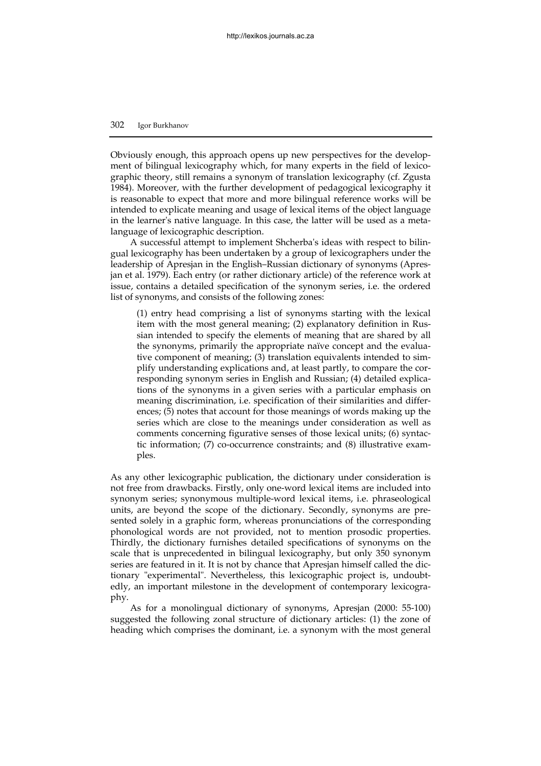Obviously enough, this approach opens up new perspectives for the development of bilingual lexicography which, for many experts in the field of lexicographic theory, still remains a synonym of translation lexicography (cf. Zgusta 1984). Moreover, with the further development of pedagogical lexicography it is reasonable to expect that more and more bilingual reference works will be intended to explicate meaning and usage of lexical items of the object language in the learner's native language. In this case, the latter will be used as a metalanguage of lexicographic description.

A successful attempt to implement Shcherba's ideas with respect to bilingual lexicography has been undertaken by a group of lexicographers under the leadership of Apresjan in the English–Russian dictionary of synonyms (Apresjan et al. 1979). Each entry (or rather dictionary article) of the reference work at issue, contains a detailed specification of the synonym series, i.e. the ordered list of synonyms, and consists of the following zones:

> (1) entry head comprising a list of synonyms starting with the lexical item with the most general meaning; (2) explanatory definition in Russian intended to specify the elements of meaning that are shared by all the synonyms, primarily the appropriate naïve concept and the evaluative component of meaning; (3) translation equivalents intended to simplify understanding explications and, at least partly, to compare the corresponding synonym series in English and Russian; (4) detailed explications of the synonyms in a given series with a particular emphasis on meaning discrimination, i.e. specification of their similarities and differences; (5) notes that account for those meanings of words making up the series which are close to the meanings under consideration as well as comments concerning figurative senses of those lexical units; (6) syntactic information; (7) co-occurrence constraints; and (8) illustrative examples.

As any other lexicographic publication, the dictionary under consideration is not free from drawbacks. Firstly, only one-word lexical items are included into synonym series; synonymous multiple-word lexical items, i.e. phraseological units, are beyond the scope of the dictionary. Secondly, synonyms are presented solely in a graphic form, whereas pronunciations of the corresponding phonological words are not provided, not to mention prosodic properties. Thirdly, the dictionary furnishes detailed specifications of synonyms on the scale that is unprecedented in bilingual lexicography, but only 350 synonym series are featured in it. It is not by chance that Apresjan himself called the dictionary "experimental". Nevertheless, this lexicographic project is, undoubtedly, an important milestone in the development of contemporary lexicography.

As for a monolingual dictionary of synonyms, Apresjan (2000: 55-100) suggested the following zonal structure of dictionary articles: (1) the zone of heading which comprises the dominant, i.e. a synonym with the most general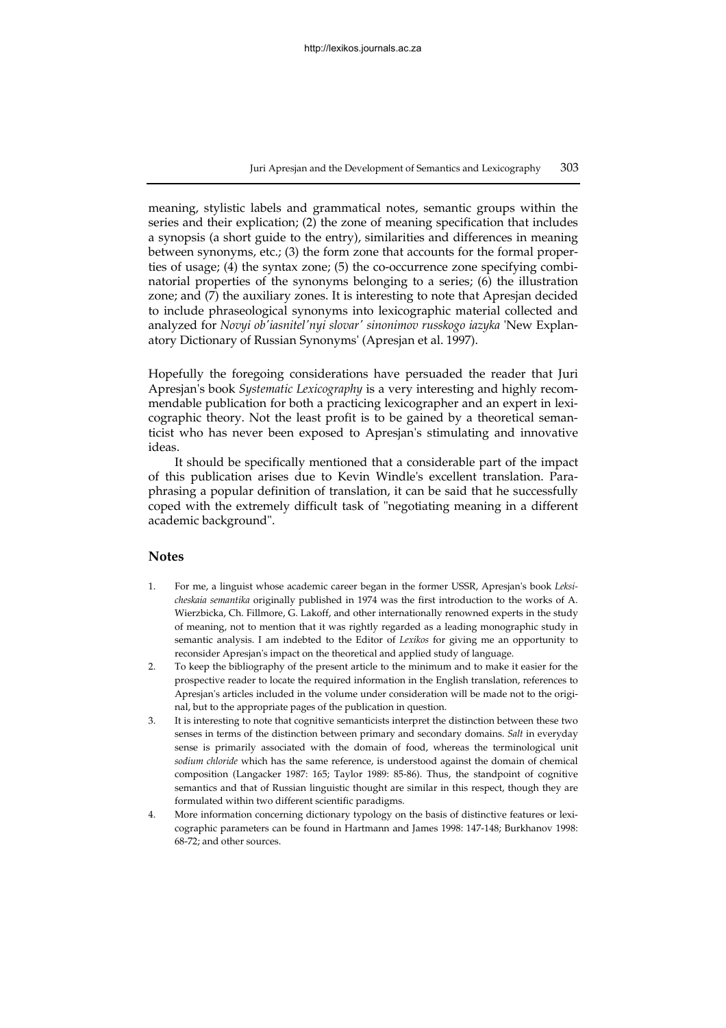meaning, stylistic labels and grammatical notes, semantic groups within the series and their explication; (2) the zone of meaning specification that includes a synopsis (a short guide to the entry), similarities and differences in meaning between synonyms, etc.; (3) the form zone that accounts for the formal properties of usage; (4) the syntax zone; (5) the co-occurrence zone specifying combinatorial properties of the synonyms belonging to a series; (6) the illustration zone; and (7) the auxiliary zones. It is interesting to note that Apresjan decided to include phraseological synonyms into lexicographic material collected and analyzed for *Novyi ob'iasnitel'nyi slovar' sinonimov russkogo iazyka* 'New Explanatory Dictionary of Russian Synonyms' (Apresjan et al. 1997).

Hopefully the foregoing considerations have persuaded the reader that Juri Apresjan's book *Systematic Lexicography* is a very interesting and highly recommendable publication for both a practicing lexicographer and an expert in lexicographic theory. Not the least profit is to be gained by a theoretical semanticist who has never been exposed to Apresjan's stimulating and innovative ideas.

It should be specifically mentioned that a considerable part of the impact of this publication arises due to Kevin Windle's excellent translation. Paraphrasing a popular definition of translation, it can be said that he successfully coped with the extremely difficult task of "negotiating meaning in a different academic background".

## Notes

1. For me, a linguist whose academic career began in the former USSR, Apresjan's book *Leksicheskaia semantika* originally published in 1974 was the first introduction to the works of A. Wierzbicka, Ch. Fillmore, G. Lakoff, and other internationally renowned experts in the study of meaning, not to mention that it was rightly regarded as a leading monographic study in semantic analysis. I am indebted to the Editor of *Lexikos* for giving me an opportunity to reconsider Apresjan's impact on the theoretical and applied study of language.
2. To keep the bibliography of the present article to the minimum and to make it easier for the prospective reader to locate the required information in the English translation, references to Apresjan's articles included in the volume under consideration will be made not to the original, but to the appropriate pages of the publication in question.
3. It is interesting to note that cognitive semanticists interpret the distinction between these two senses in terms of the distinction between primary and secondary domains. *Salt* in everyday sense is primarily associated with the domain of food, whereas the terminological unit *sodium chloride* which has the same reference, is understood against the domain of chemical composition (Langacker 1987: 165; Taylor 1989: 85-86). Thus, the standpoint of cognitive semantics and that of Russian linguistic thought are similar in this respect, though they are formulated within two different scientific paradigms.
4. More information concerning dictionary typology on the basis of distinctive features or lexicographic parameters can be found in Hartmann and James 1998: 147-148; Burkhanov 1998: 68-72; and other sources.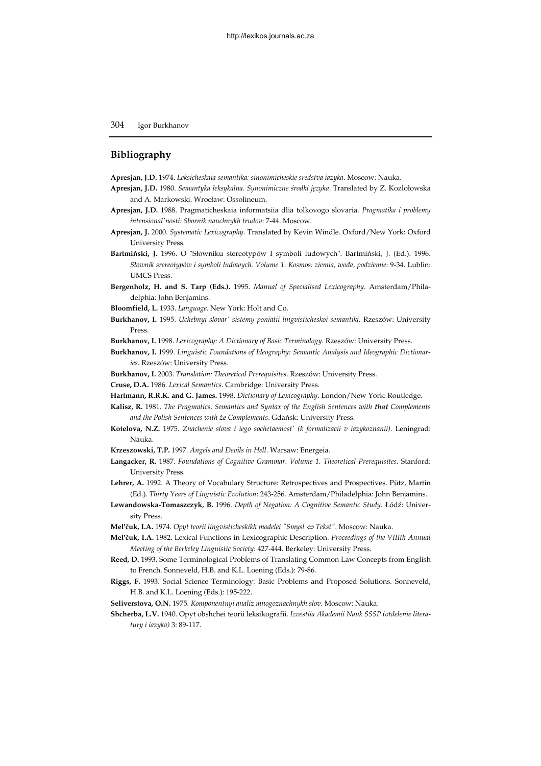## Bibliography

**Apresjan, J.D.** 1974. *Leksicheskaia semantika: sinonimicheskie sredstva iazyka*. Moscow: Nauka.

**Apresjan, J.D.** 1980. *Semantyka leksykalna. Synonimiczne środki języka*. Translated by Z. Kozłołowska and A. Markowski. Wrocław: Ossolineum.

**Apresjan, J.D.** 1988. Pragmaticheskaia informatsiia dlia tolkovogo slovaria. *Pragmatika i problemy intensional'nosti: Sbornik nauchnykh trudov*: 7-44. Moscow.

**Apresjan, J.** 2000. *Systematic Lexicography*. Translated by Kevin Windle. Oxford/New York: Oxford University Press.

**Bartmiński, J.** 1996. O "Słowniku stereotypów I symboli ludowych". Bartmiński, J. (Ed.). 1996. *Słownik srereotypów i symboli ludowych. Volume 1. Kosmos: ziemia, woda, podziemie*: 9-34. Lublin: UMCS Press.

**Bergenholz, H. and S. Tarp (Eds.).** 1995. *Manual of Specialised Lexicography*. Amsterdam/Philadelphia: John Benjamins.

**Bloomfield, L.** 1933. *Language*. New York: Holt and Co.

**Burkhanov, I.** 1995. *Uchebnyi slovar' sistemy poniatii lingvisticheskoi semantiki*. Rzeszów: University Press.

**Burkhanov, I.** 1998. *Lexicography: A Dictionary of Basic Terminology*. Rzeszów: University Press.

**Burkhanov, I.** 1999. *Linguistic Foundations of Ideography: Semantic Analysis and Ideographic Dictionaries*. Rzeszów: University Press.

**Burkhanov, I.** 2003. *Translation: Theoretical Prerequisites*. Rzeszów: University Press.

**Cruse, D.A.** 1986. *Lexical Semantics*. Cambridge: University Press.

**Hartmann, R.R.K. and G. James.** 1998. *Dictionary of Lexicography*. London/New York: Routledge.

**Kalisz, R.** 1981. *The Pragmatics, Semantics and Syntax of the English Sentences with **that** Complements and the Polish Sentences with **że** Complements*. Gdańsk: University Press.

**Kotelova, N.Z.** 1975. *Znachenie slova i iego sochetaemost' (k formalizacii v iazykoznanii)*. Leningrad: Nauka.

**Krzeszowski, T.P.** 1997. *Angels and Devils in Hell*. Warsaw: Energeia.

**Langacker, R.** 1987. *Foundations of Cognitive Grammar. Volume 1. Theoretical Prerequisites*. Stanford: University Press.

**Lehrer, A.** 1992. A Theory of Vocabulary Structure: Retrospectives and Prospectives. Pütz, Martin (Ed.). *Thirty Years of Linguistic Evolution*: 243-256. Amsterdam/Philadelphia: John Benjamins.

**Lewandowska-Tomaszczyk, B.** 1996. *Depth of Negation: A Cognitive Semantic Study*. Łódź: University Press.

**Mel'čuk, I.A.** 1974. *Opyt teorii lingvisticheskikh modelei "Smysl ⇔ Tekst"*. Moscow: Nauka.

**Mel'čuk, I.A.** 1982. Lexical Functions in Lexicographic Description. *Proceedings of the VIIIth Annual Meeting of the Berkeley Linguistic Society*: 427-444. Berkeley: University Press.

**Reed, D.** 1993. Some Terminological Problems of Translating Common Law Concepts from English to French. Sonneveld, H.B. and K.L. Loening (Eds.): 79-86.

**Riggs, F.** 1993. Social Science Terminology: Basic Problems and Proposed Solutions. Sonneveld, H.B. and K.L. Loening (Eds.): 195-222.

**Seliverstova, O.N.** 1975. *Komponentnyi analiz mnogoznachnykh slov*. Moscow: Nauka.

**Shcherba, L.V.** 1940. Opyt obshchei teorii leksikografii. *Izvestiia Akademii Nauk SSSP (otdelenie literatury i iazyka)* 3: 89-117.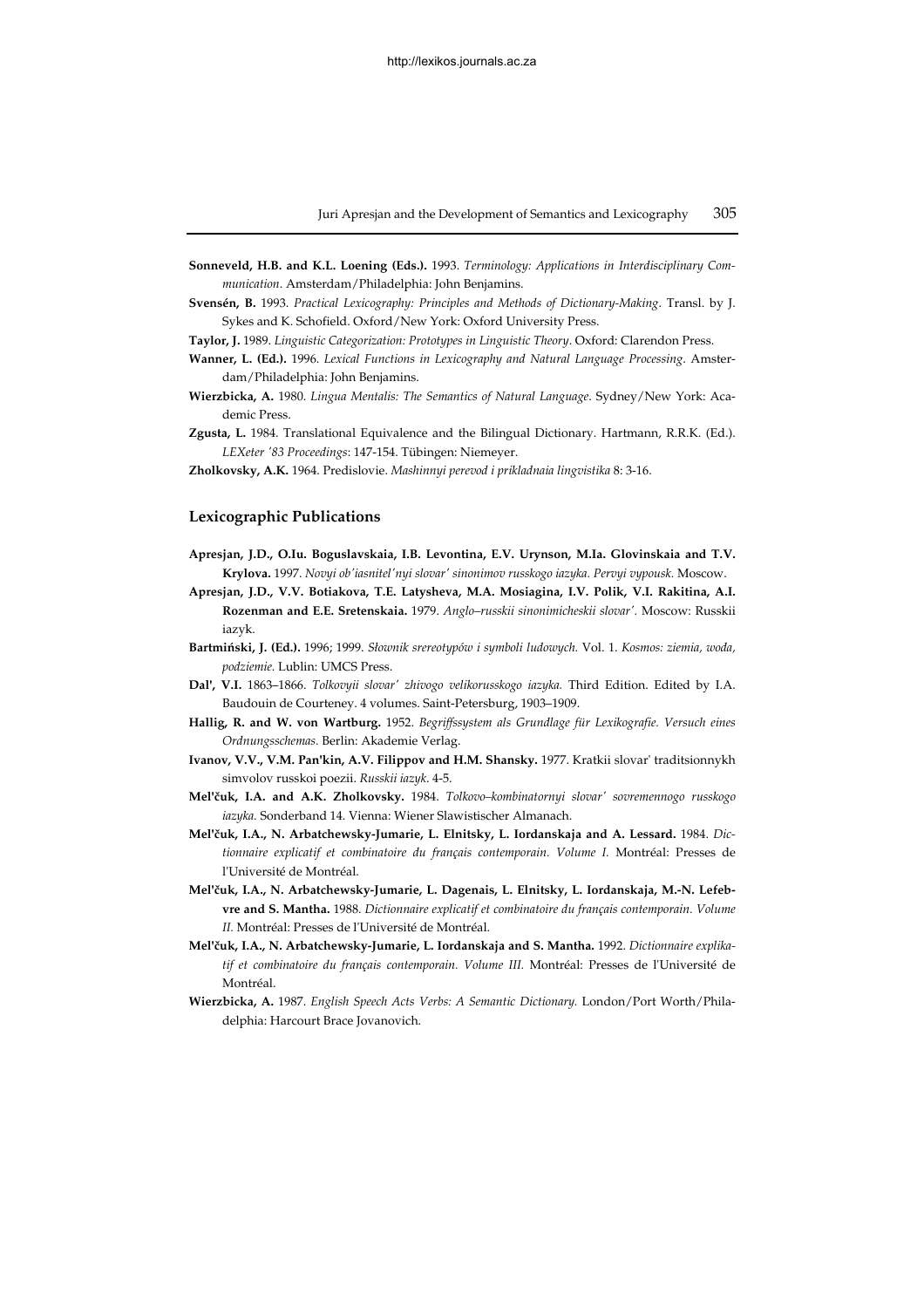**Sonneveld, H.B. and K.L. Loening (Eds.).** 1993. *Terminology: Applications in Interdisciplinary Communication*. Amsterdam/Philadelphia: John Benjamins.

**Svensén, B.** 1993. *Practical Lexicography: Principles and Methods of Dictionary-Making*. Transl. by J. Sykes and K. Schofield. Oxford/New York: Oxford University Press.

**Taylor, J.** 1989. *Linguistic Categorization: Prototypes in Linguistic Theory*. Oxford: Clarendon Press.

**Wanner, L. (Ed.).** 1996. *Lexical Functions in Lexicography and Natural Language Processing*. Amsterdam/Philadelphia: John Benjamins.

**Wierzbicka, A.** 1980. *Lingua Mentalis: The Semantics of Natural Language*. Sydney/New York: Academic Press.

**Zgusta, L.** 1984. Translational Equivalence and the Bilingual Dictionary. Hartmann, R.R.K. (Ed.). *LEXeter '83 Proceedings*: 147-154. Tübingen: Niemeyer.

**Zholkovsky, A.K.** 1964. Predislovie. *Mashinnyi perevod i prikladnaia lingvistika* 8: 3-16.

## Lexicographic Publications

**Apresjan, J.D., O.Iu. Boguslavskaia, I.B. Levontina, E.V. Urynson, M.Ia. Glovinskaia and T.V. Krylova.** 1997. *Novyi ob'iasnitel'nyi slovar' sinonimov russkogo iazyka. Pervyi vypousk*. Moscow.

**Apresjan, J.D., V.V. Botiakova, T.E. Latysheva, M.A. Mosiagina, I.V. Polik, V.I. Rakitina, A.I. Rozenman and E.E. Sretenskaia.** 1979. *Anglo–russkii sinonimicheskii slovar'*. Moscow: Russkii iazyk.

**Bartmiński, J. (Ed.).** 1996; 1999. *Słownik srereotypów i symboli ludowych.* Vol. 1. *Kosmos: ziemia, woda, podziemie.* Lublin: UMCS Press.

**Dal', V.I.** 1863–1866. *Tolkovyii slovar' zhivogo velikorusskogo iazyka.* Third Edition. Edited by I.A. Baudouin de Courteney. 4 volumes. Saint-Petersburg, 1903–1909.

**Hallig, R. and W. von Wartburg.** 1952. *Begriffssystem als Grundlage für Lexikografie. Versuch eines Ordnungsschemas.* Berlin: Akademie Verlag.

**Ivanov, V.V., V.M. Pan'kin, A.V. Filippov and H.M. Shansky.** 1977. Kratkii slovar' traditsionnykh simvolov russkoi poezii. *Russkii iazyk*. 4-5.

**Mel'čuk, I.A. and A.K. Zholkovsky.** 1984. *Tolkovo–kombinatornyi slovar' sovremennogo russkogo iazyka.* Sonderband 14. Vienna: Wiener Slawistischer Almanach.

**Mel'čuk, I.A., N. Arbatchewsky-Jumarie, L. Elnitsky, L. Iordanskaja and A. Lessard.** 1984. *Dictionnaire explicatif et combinatoire du français contemporain. Volume I.* Montréal: Presses de l'Université de Montréal.

**Mel'čuk, I.A., N. Arbatchewsky-Jumarie, L. Dagenais, L. Elnitsky, L. Iordanskaja, M.-N. Lefebvre and S. Mantha.** 1988. *Dictionnaire explicatif et combinatoire du français contemporain. Volume II.* Montréal: Presses de l'Université de Montréal.

**Mel'čuk, I.A., N. Arbatchewsky-Jumarie, L. Iordanskaja and S. Mantha.** 1992. *Dictionnaire explikatif et combinatoire du français contemporain. Volume III.* Montréal: Presses de l'Université de Montréal.

**Wierzbicka, A.** 1987. *English Speech Acts Verbs: A Semantic Dictionary.* London/Port Worth/Philadelphia: Harcourt Brace Jovanovich.